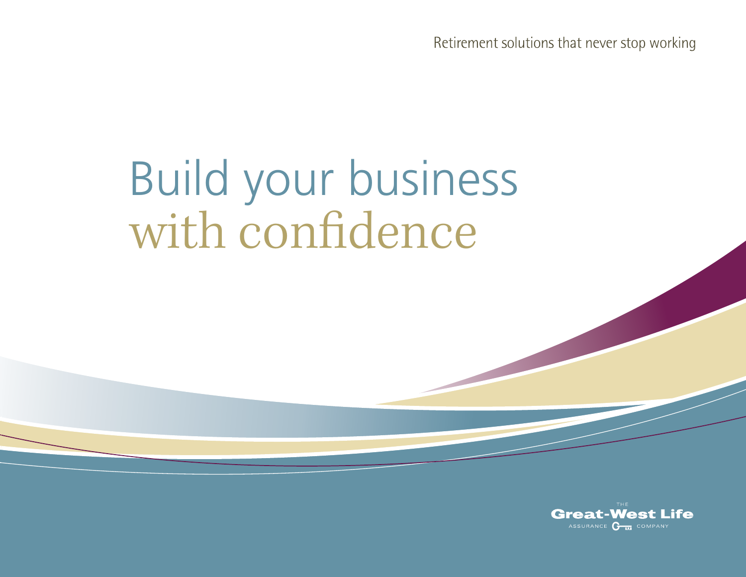Retirement solutions that never stop working

# Build your business with confidence

THE
Great-West Life
ASSURANCE COMPANY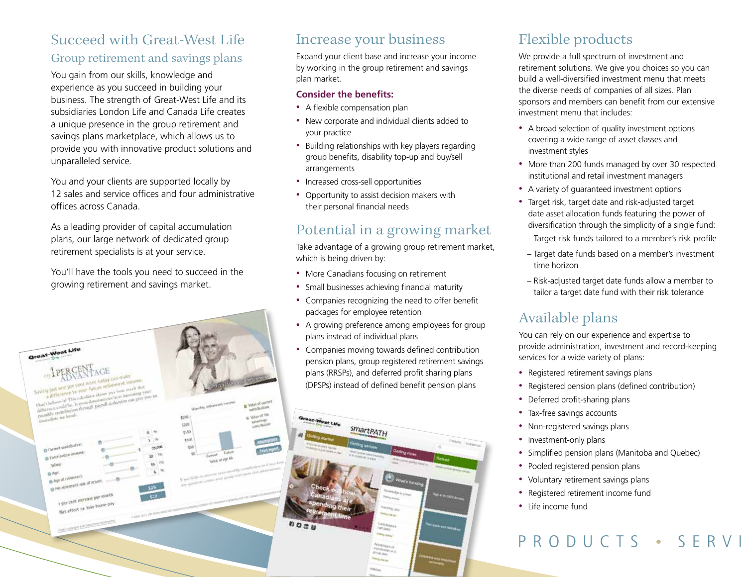## Succeed with Great-West Life

### Group retirement and savings plans

You gain from our skills, knowledge and experience as you succeed in building your business. The strength of Great-West Life and its subsidiaries London Life and Canada Life creates a unique presence in the group retirement and savings plans marketplace, which allows us to provide you with innovative product solutions and unparalleled service.

You and your clients are supported locally by 12 sales and service offices and four administrative offices across Canada.

As a leading provider of capital accumulation plans, our large network of dedicated group retirement specialists is at your service.

You'll have the tools you need to succeed in the growing retirement and savings market.

## Increase your business

Expand your client base and increase your income by working in the group retirement and savings plan market.

**Consider the benefits:**

- A flexible compensation plan
- New corporate and individual clients added to your practice
- Building relationships with key players regarding group benefits, disability top-up and buy/sell arrangements
- Increased cross-sell opportunities
- Opportunity to assist decision makers with their personal financial needs

## Potential in a growing market

Take advantage of a growing group retirement market, which is being driven by:

- More Canadians focusing on retirement
- Small businesses achieving financial maturity
- Companies recognizing the need to offer benefit packages for employee retention
- A growing preference among employees for group plans instead of individual plans
- Companies moving towards defined contribution pension plans, group registered retirement savings plans (RRSPs), and deferred profit sharing plans (DPSPs) instead of defined benefit pension plans

## Flexible products

We provide a full spectrum of investment and retirement solutions. We give you choices so you can build a well-diversified investment menu that meets the diverse needs of companies of all sizes. Plan sponsors and members can benefit from our extensive investment menu that includes:

- A broad selection of quality investment options covering a wide range of asset classes and investment styles
- More than 200 funds managed by over 30 respected institutional and retail investment managers
- A variety of guaranteed investment options
- Target risk, target date and risk-adjusted target date asset allocation funds featuring the power of diversification through the simplicity of a single fund:
  - Target risk funds tailored to a member's risk profile
  - Target date funds based on a member's investment time horizon
  - Risk-adjusted target date funds allow a member to tailor a target date fund with their risk tolerance

## Available plans

You can rely on our experience and expertise to provide administration, investment and record-keeping services for a wide variety of plans:

- Registered retirement savings plans
- Registered pension plans (defined contribution)
- Deferred profit-sharing plans
- Tax-free savings accounts
- Non-registered savings plans
- Investment-only plans
- Simplified pension plans (Manitoba and Quebec)
- Pooled registered pension plans
- Voluntary retirement savings plans
- Registered retirement income fund
- Life income fund

PRODUCTS • SERVI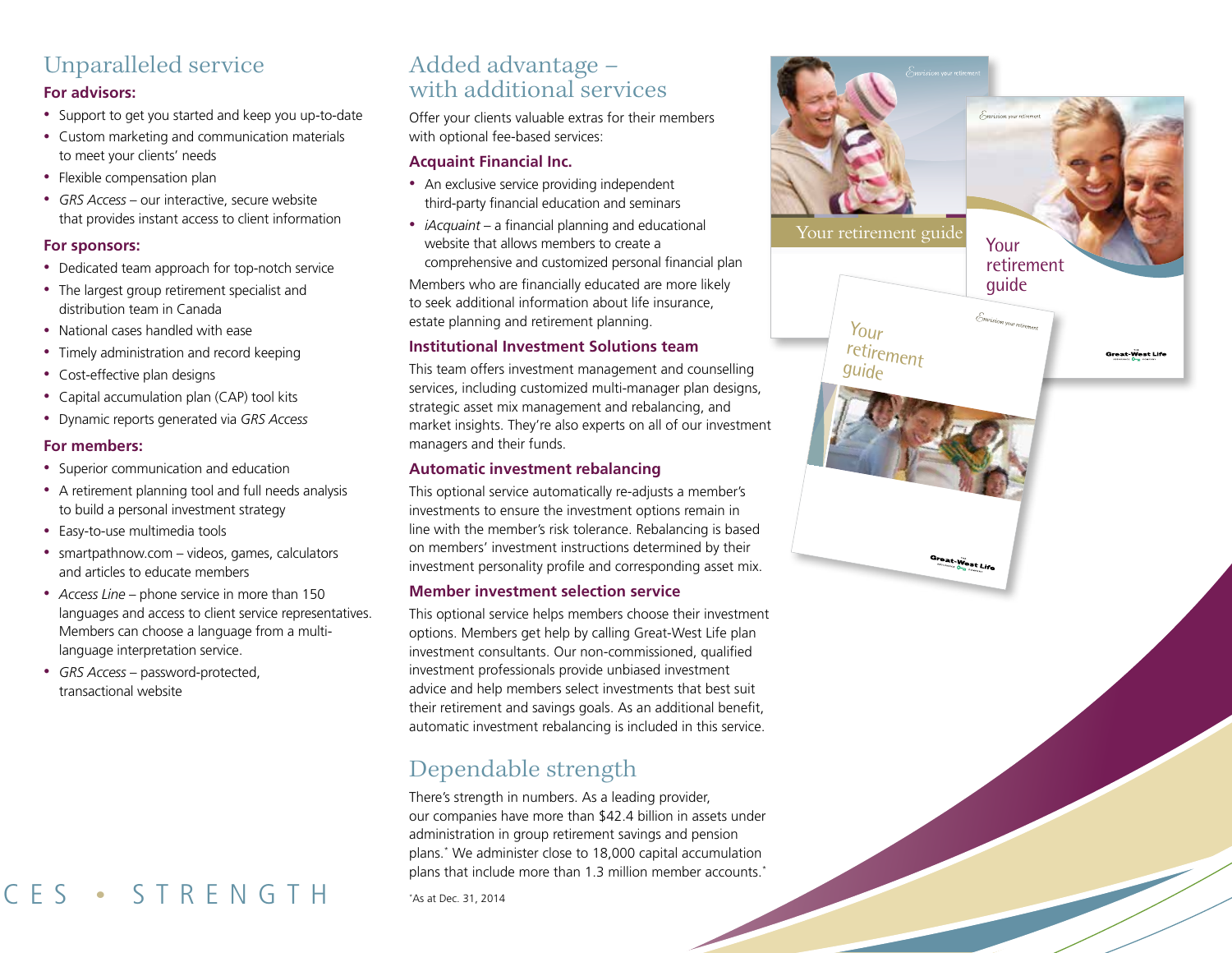## Unparalleled service

### For advisors:

- Support to get you started and keep you up-to-date
- Custom marketing and communication materials to meet your clients' needs
- Flexible compensation plan
- *GRS Access* – our interactive, secure website that provides instant access to client information

### For sponsors:

- Dedicated team approach for top-notch service
- The largest group retirement specialist and distribution team in Canada
- National cases handled with ease
- Timely administration and record keeping
- Cost-effective plan designs
- Capital accumulation plan (CAP) tool kits
- Dynamic reports generated via *GRS Access*

### For members:

- Superior communication and education
- A retirement planning tool and full needs analysis to build a personal investment strategy
- Easy-to-use multimedia tools
- smartpathnow.com – videos, games, calculators and articles to educate members
- *Access Line* – phone service in more than 150 languages and access to client service representatives. Members can choose a language from a multi-language interpretation service.
- *GRS Access* – password-protected, transactional website

## Added advantage – with additional services

Offer your clients valuable extras for their members with optional fee-based services:

### Acquaint Financial Inc.

- An exclusive service providing independent third-party financial education and seminars
- *iAcquaint* – a financial planning and educational website that allows members to create a comprehensive and customized personal financial plan

Members who are financially educated are more likely to seek additional information about life insurance, estate planning and retirement planning.

### Institutional Investment Solutions team

This team offers investment management and counselling services, including customized multi-manager plan designs, strategic asset mix management and rebalancing, and market insights. They're also experts on all of our investment managers and their funds.

### Automatic investment rebalancing

This optional service automatically re-adjusts a member's investments to ensure the investment options remain in line with the member's risk tolerance. Rebalancing is based on members' investment instructions determined by their investment personality profile and corresponding asset mix.

### Member investment selection service

This optional service helps members choose their investment options. Members get help by calling Great-West Life plan investment consultants. Our non-commissioned, qualified investment professionals provide unbiased investment advice and help members select investments that best suit their retirement and savings goals. As an additional benefit, automatic investment rebalancing is included in this service.

## Dependable strength

There's strength in numbers. As a leading provider, our companies have more than $42.4 billion in assets under administration in group retirement savings and pension plans.* We administer close to 18,000 capital accumulation plans that include more than 1.3 million member accounts.*

*As at Dec. 31, 2014

Your retirement guide

Your retirement guide

Your retirement guide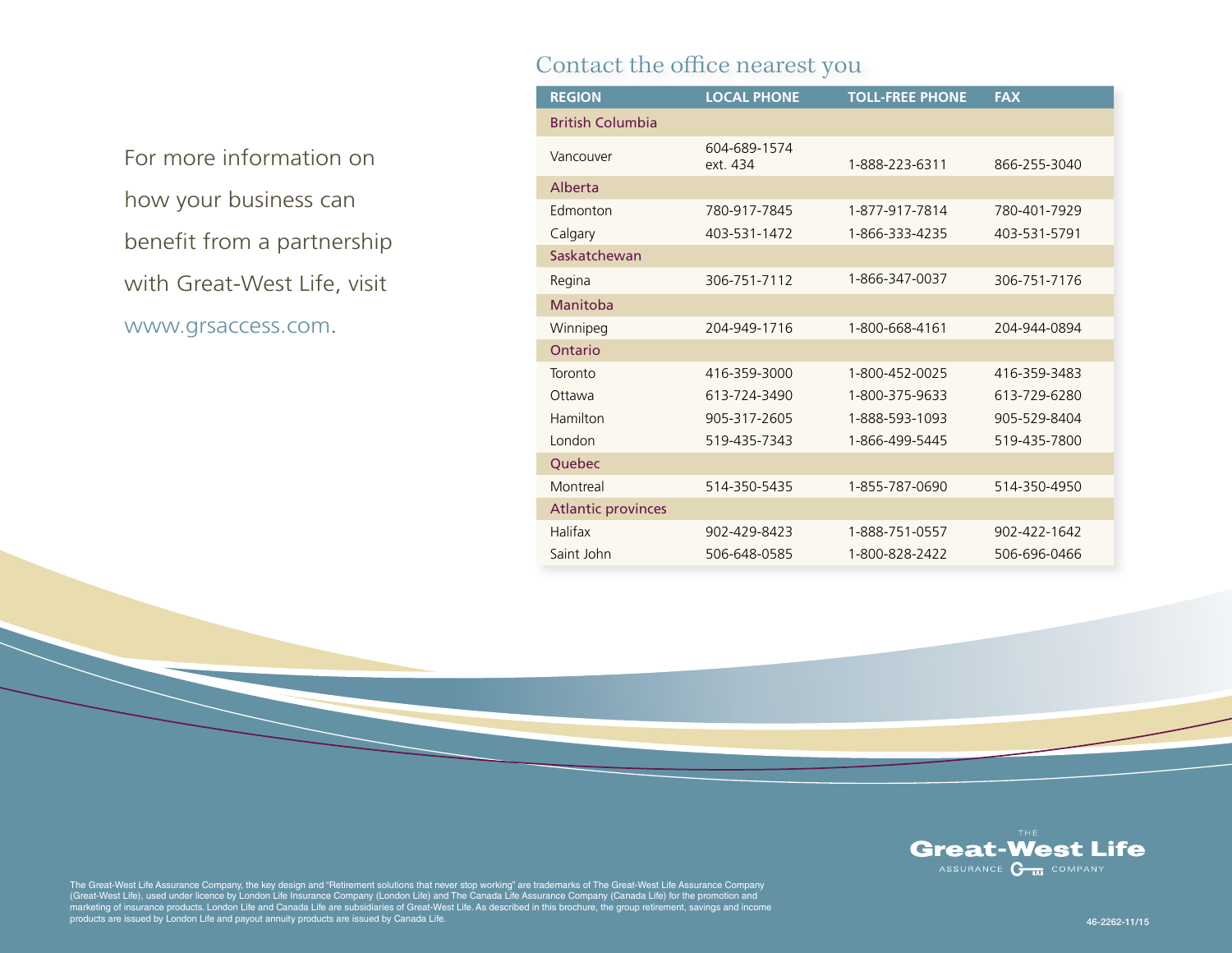For more information on how your business can benefit from a partnership with Great-West Life, visit www.grsaccess.com.

## Contact the office nearest you

| REGION | LOCAL PHONE | TOLL-FREE PHONE | FAX |
|---|---|---|---|
| **British Columbia** | | | |
| Vancouver | 604-689-1574 ext. 434 | 1-888-223-6311 | 866-255-3040 |
| **Alberta** | | | |
| Edmonton | 780-917-7845 | 1-877-917-7814 | 780-401-7929 |
| Calgary | 403-531-1472 | 1-866-333-4235 | 403-531-5791 |
| **Saskatchewan** | | | |
| Regina | 306-751-7112 | 1-866-347-0037 | 306-751-7176 |
| **Manitoba** | | | |
| Winnipeg | 204-949-1716 | 1-800-668-4161 | 204-944-0894 |
| **Ontario** | | | |
| Toronto | 416-359-3000 | 1-800-452-0025 | 416-359-3483 |
| Ottawa | 613-724-3490 | 1-800-375-9633 | 613-729-6280 |
| Hamilton | 905-317-2605 | 1-888-593-1093 | 905-529-8404 |
| London | 519-435-7343 | 1-866-499-5445 | 519-435-7800 |
| **Quebec** | | | |
| Montreal | 514-350-5435 | 1-855-787-0690 | 514-350-4950 |
| **Atlantic provinces** | | | |
| Halifax | 902-429-8423 | 1-888-751-0557 | 902-422-1642 |
| Saint John | 506-648-0585 | 1-800-828-2422 | 506-696-0466 |

THE Great-West Life ASSURANCE COMPANY

The Great-West Life Assurance Company, the key design and "Retirement solutions that never stop working" are trademarks of The Great-West Life Assurance Company (Great-West Life), used under licence by London Life Insurance Company (London Life) and The Canada Life Assurance Company (Canada Life) for the promotion and marketing of insurance products. London Life and Canada Life are subsidiaries of Great-West Life. As described in this brochure, the group retirement, savings and income products are issued by London Life and payout annuity products are issued by Canada Life.

46-2262-11/15